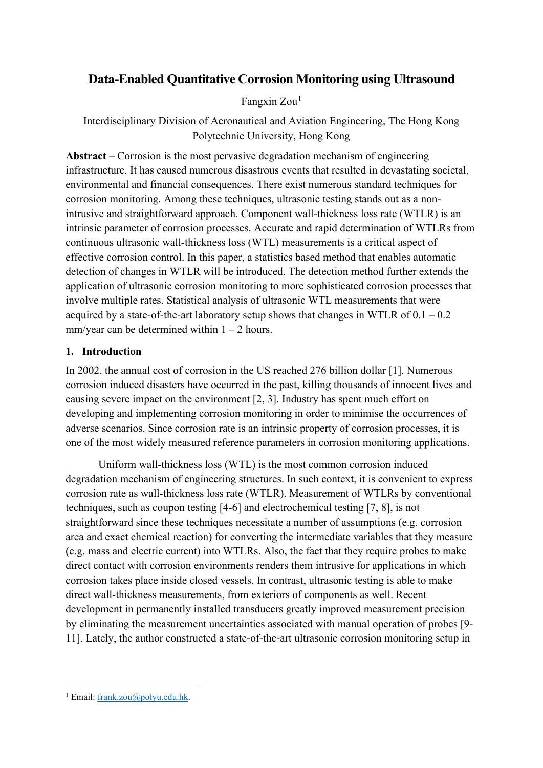# Data-Enabled Quantitative Corrosion Monitoring using Ultrasound

Fangxin Zou[1]

Interdisciplinary Division of Aeronautical and Aviation Engineering, The Hong Kong Polytechnic University, Hong Kong

**Abstract** – Corrosion is the most pervasive degradation mechanism of engineering infrastructure. It has caused numerous disastrous events that resulted in devastating societal, environmental and financial consequences. There exist numerous standard techniques for corrosion monitoring. Among these techniques, ultrasonic testing stands out as a non-intrusive and straightforward approach. Component wall-thickness loss rate (WTLR) is an intrinsic parameter of corrosion processes. Accurate and rapid determination of WTLRs from continuous ultrasonic wall-thickness loss (WTL) measurements is a critical aspect of effective corrosion control. In this paper, a statistics based method that enables automatic detection of changes in WTLR will be introduced. The detection method further extends the application of ultrasonic corrosion monitoring to more sophisticated corrosion processes that involve multiple rates. Statistical analysis of ultrasonic WTL measurements that were acquired by a state-of-the-art laboratory setup shows that changes in WTLR of 0.1 – 0.2 mm/year can be determined within 1 – 2 hours.

## 1. Introduction

In 2002, the annual cost of corrosion in the US reached 276 billion dollar [1]. Numerous corrosion induced disasters have occurred in the past, killing thousands of innocent lives and causing severe impact on the environment [2, 3]. Industry has spent much effort on developing and implementing corrosion monitoring in order to minimise the occurrences of adverse scenarios. Since corrosion rate is an intrinsic property of corrosion processes, it is one of the most widely measured reference parameters in corrosion monitoring applications.

Uniform wall-thickness loss (WTL) is the most common corrosion induced degradation mechanism of engineering structures. In such context, it is convenient to express corrosion rate as wall-thickness loss rate (WTLR). Measurement of WTLRs by conventional techniques, such as coupon testing [4-6] and electrochemical testing [7, 8], is not straightforward since these techniques necessitate a number of assumptions (e.g. corrosion area and exact chemical reaction) for converting the intermediate variables that they measure (e.g. mass and electric current) into WTLRs. Also, the fact that they require probes to make direct contact with corrosion environments renders them intrusive for applications in which corrosion takes place inside closed vessels. In contrast, ultrasonic testing is able to make direct wall-thickness measurements, from exteriors of components as well. Recent development in permanently installed transducers greatly improved measurement precision by eliminating the measurement uncertainties associated with manual operation of probes [9-11]. Lately, the author constructed a state-of-the-art ultrasonic corrosion monitoring setup in

---

[1] Email: frank.zou@polyu.edu.hk.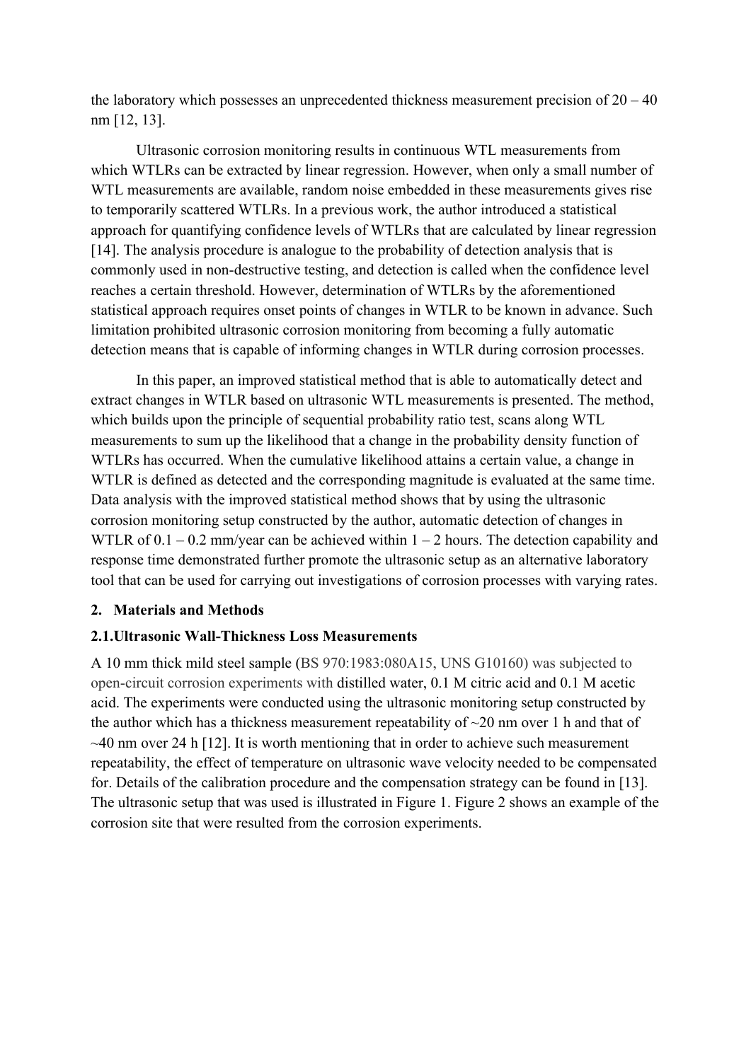the laboratory which possesses an unprecedented thickness measurement precision of 20 – 40 nm [12, 13].

Ultrasonic corrosion monitoring results in continuous WTL measurements from which WTLRs can be extracted by linear regression. However, when only a small number of WTL measurements are available, random noise embedded in these measurements gives rise to temporarily scattered WTLRs. In a previous work, the author introduced a statistical approach for quantifying confidence levels of WTLRs that are calculated by linear regression [14]. The analysis procedure is analogue to the probability of detection analysis that is commonly used in non-destructive testing, and detection is called when the confidence level reaches a certain threshold. However, determination of WTLRs by the aforementioned statistical approach requires onset points of changes in WTLR to be known in advance. Such limitation prohibited ultrasonic corrosion monitoring from becoming a fully automatic detection means that is capable of informing changes in WTLR during corrosion processes.

In this paper, an improved statistical method that is able to automatically detect and extract changes in WTLR based on ultrasonic WTL measurements is presented. The method, which builds upon the principle of sequential probability ratio test, scans along WTL measurements to sum up the likelihood that a change in the probability density function of WTLRs has occurred. When the cumulative likelihood attains a certain value, a change in WTLR is defined as detected and the corresponding magnitude is evaluated at the same time. Data analysis with the improved statistical method shows that by using the ultrasonic corrosion monitoring setup constructed by the author, automatic detection of changes in WTLR of 0.1 – 0.2 mm/year can be achieved within 1 – 2 hours. The detection capability and response time demonstrated further promote the ultrasonic setup as an alternative laboratory tool that can be used for carrying out investigations of corrosion processes with varying rates.

## 2. Materials and Methods

### 2.1. Ultrasonic Wall-Thickness Loss Measurements

A 10 mm thick mild steel sample (BS 970:1983:080A15, UNS G10160) was subjected to open-circuit corrosion experiments with distilled water, 0.1 M citric acid and 0.1 M acetic acid. The experiments were conducted using the ultrasonic monitoring setup constructed by the author which has a thickness measurement repeatability of ~20 nm over 1 h and that of ~40 nm over 24 h [12]. It is worth mentioning that in order to achieve such measurement repeatability, the effect of temperature on ultrasonic wave velocity needed to be compensated for. Details of the calibration procedure and the compensation strategy can be found in [13]. The ultrasonic setup that was used is illustrated in Figure 1. Figure 2 shows an example of the corrosion site that were resulted from the corrosion experiments.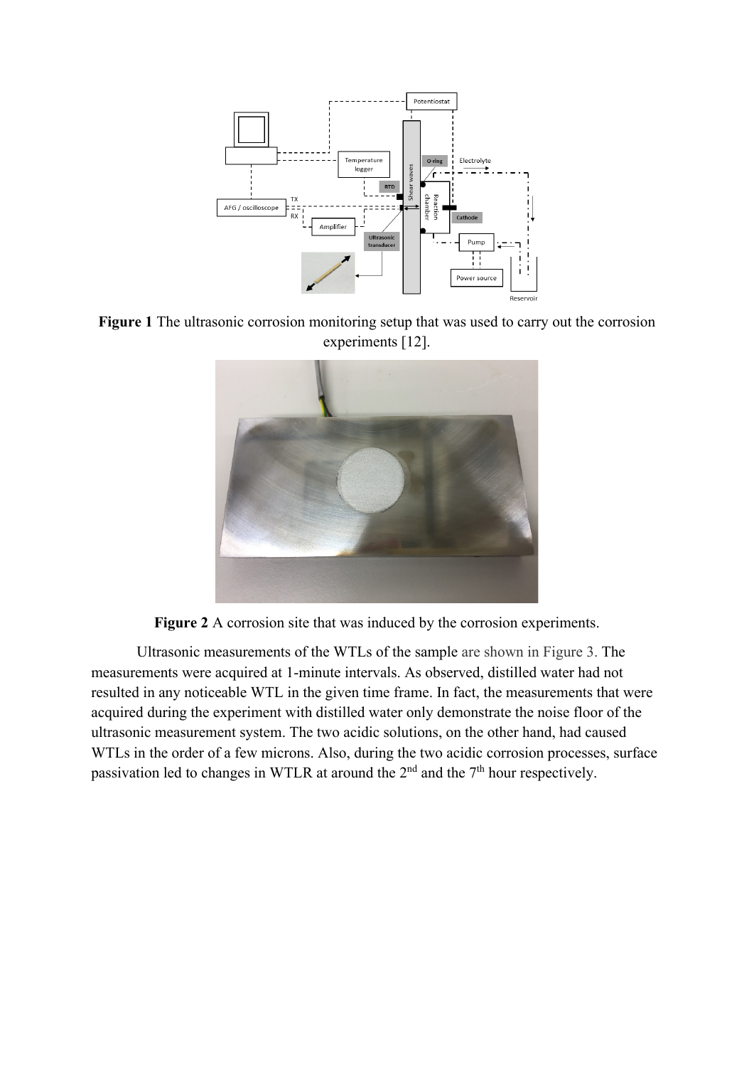**Figure 1** The ultrasonic corrosion monitoring setup that was used to carry out the corrosion experiments [12].

**Figure 2** A corrosion site that was induced by the corrosion experiments.

Ultrasonic measurements of the WTLs of the sample are shown in Figure 3. The measurements were acquired at 1-minute intervals. As observed, distilled water had not resulted in any noticeable WTL in the given time frame. In fact, the measurements that were acquired during the experiment with distilled water only demonstrate the noise floor of the ultrasonic measurement system. The two acidic solutions, on the other hand, had caused WTLs in the order of a few microns. Also, during the two acidic corrosion processes, surface passivation led to changes in WTLR at around the 2nd and the 7th hour respectively.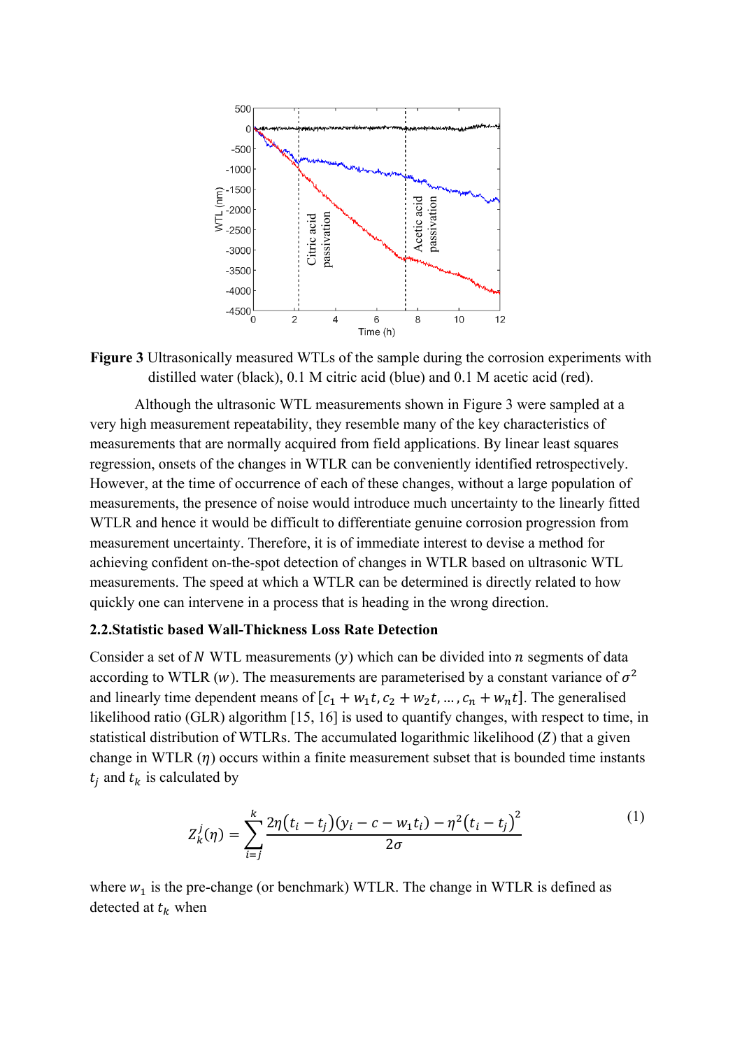**Figure 3** Ultrasonically measured WTLs of the sample during the corrosion experiments with distilled water (black), 0.1 M citric acid (blue) and 0.1 M acetic acid (red).

Although the ultrasonic WTL measurements shown in Figure 3 were sampled at a very high measurement repeatability, they resemble many of the key characteristics of measurements that are normally acquired from field applications. By linear least squares regression, onsets of the changes in WTLR can be conveniently identified retrospectively. However, at the time of occurrence of each of these changes, without a large population of measurements, the presence of noise would introduce much uncertainty to the linearly fitted WTLR and hence it would be difficult to differentiate genuine corrosion progression from measurement uncertainty. Therefore, it is of immediate interest to devise a method for achieving confident on-the-spot detection of changes in WTLR based on ultrasonic WTL measurements. The speed at which a WTLR can be determined is directly related to how quickly one can intervene in a process that is heading in the wrong direction.

### 2.2. Statistic based Wall-Thickness Loss Rate Detection

Consider a set of $N$ WTL measurements ($y$) which can be divided into $n$ segments of data according to WTLR ($w$). The measurements are parameterised by a constant variance of $\sigma^2$ and linearly time dependent means of $[c_1 + w_1 t, c_2 + w_2 t, \ldots, c_n + w_n t]$. The generalised likelihood ratio (GLR) algorithm [15, 16] is used to quantify changes, with respect to time, in statistical distribution of WTLRs. The accumulated logarithmic likelihood ($Z$) that a given change in WTLR ($\eta$) occurs within a finite measurement subset that is bounded time instants $t_j$ and $t_k$ is calculated by

$$Z_k^j(\eta) = \sum_{i=j}^{k} \frac{2\eta(t_i - t_j)(y_i - c - w_1 t_i) - \eta^2 (t_i - t_j)^2}{2\sigma} \tag{1}$$

where $w_1$ is the pre-change (or benchmark) WTLR. The change in WTLR is defined as detected at $t_k$ when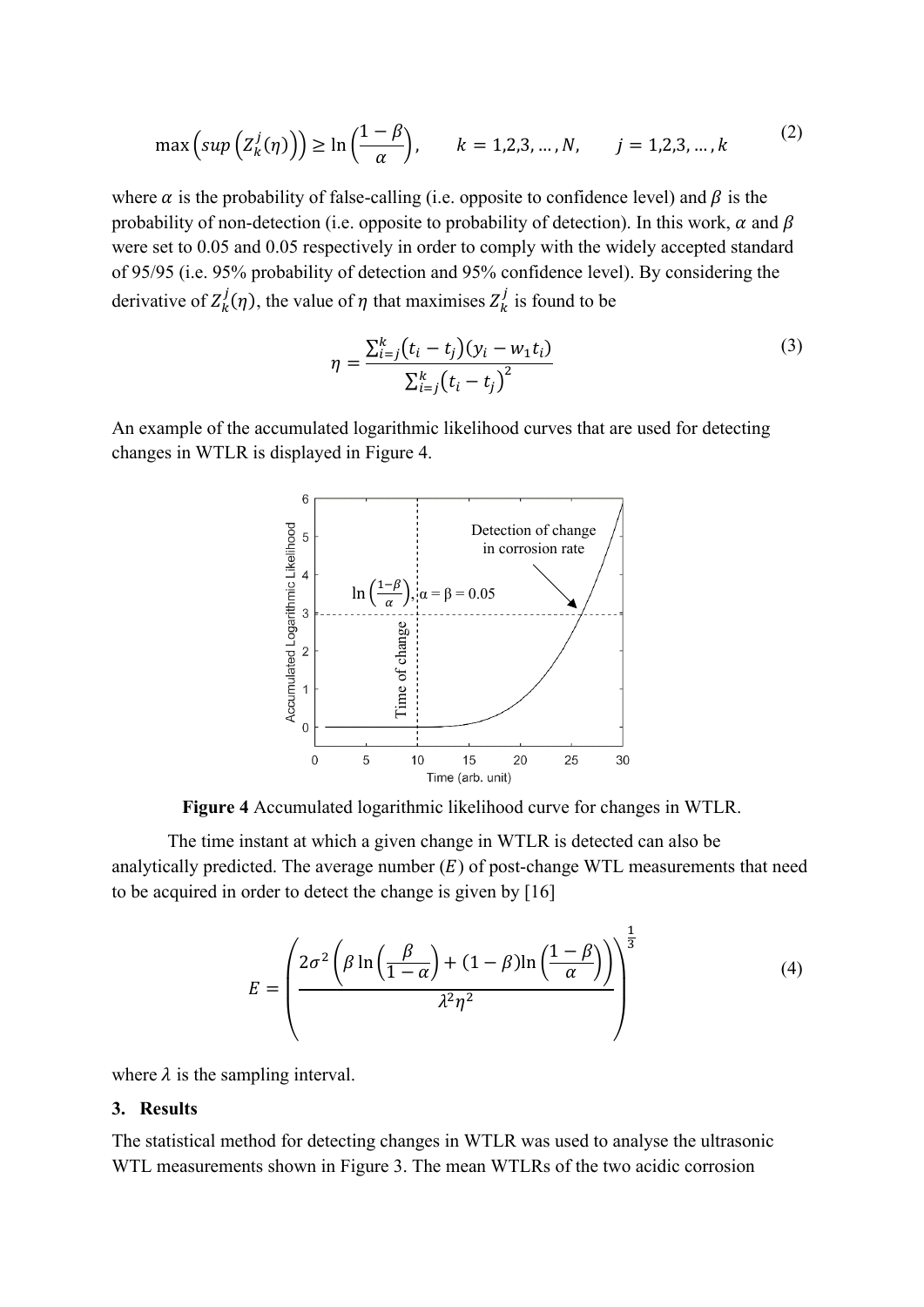$$\max\left(sup\left(Z_k^j(\eta)\right)\right) \geq \ln\left(\frac{1-\beta}{\alpha}\right), \qquad k = 1,2,3, \dots, N, \qquad j = 1,2,3, \dots, k \tag{2}$$

where $\alpha$ is the probability of false-calling (i.e. opposite to confidence level) and $\beta$ is the probability of non-detection (i.e. opposite to probability of detection). In this work, $\alpha$ and $\beta$ were set to 0.05 and 0.05 respectively in order to comply with the widely accepted standard of 95/95 (i.e. 95% probability of detection and 95% confidence level). By considering the derivative of $Z_k^j(\eta)$, the value of $\eta$ that maximises $Z_k^j$ is found to be

$$\eta = \frac{\sum_{i=j}^{k}(t_i - t_j)(y_i - w_1 t_i)}{\sum_{i=j}^{k}(t_i - t_j)^2} \tag{3}$$

An example of the accumulated logarithmic likelihood curves that are used for detecting changes in WTLR is displayed in Figure 4.

**Figure 4** Accumulated logarithmic likelihood curve for changes in WTLR.

The time instant at which a given change in WTLR is detected can also be analytically predicted. The average number ($E$) of post-change WTL measurements that need to be acquired in order to detect the change is given by [16]

$$E = \left(\frac{2\sigma^2\left(\beta\ln\left(\frac{\beta}{1-\alpha}\right) + (1-\beta)\ln\left(\frac{1-\beta}{\alpha}\right)\right)}{\lambda^2\eta^2}\right)^{\frac{1}{3}} \tag{4}$$

where $\lambda$ is the sampling interval.

## 3. Results

The statistical method for detecting changes in WTLR was used to analyse the ultrasonic WTL measurements shown in Figure 3. The mean WTLRs of the two acidic corrosion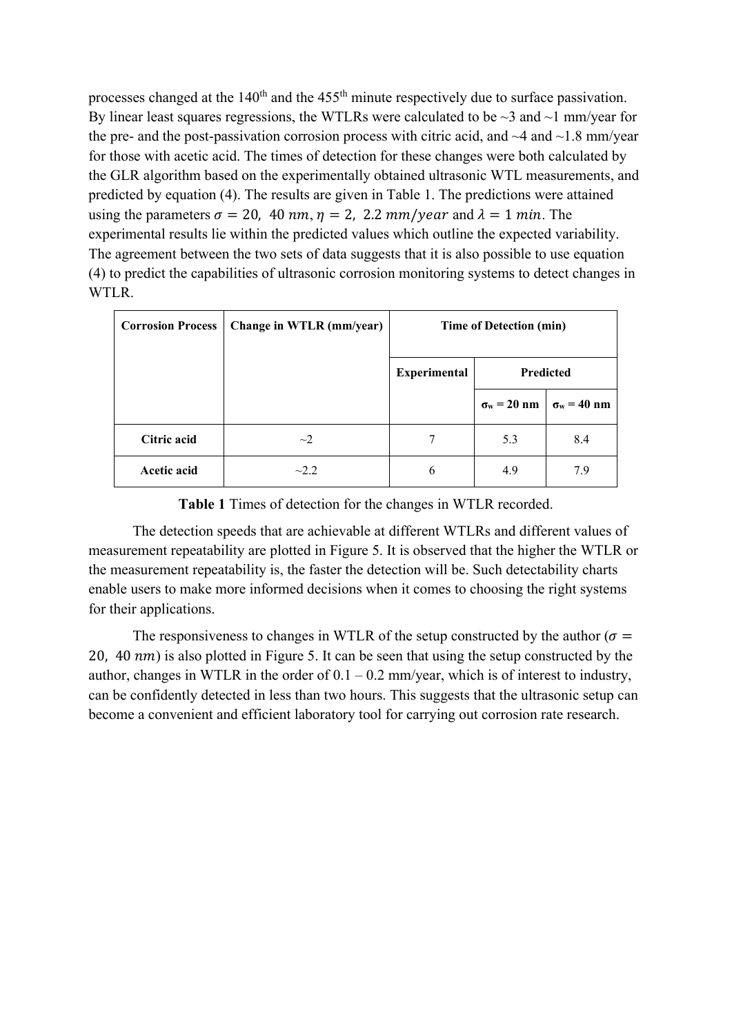processes changed at the 140th and the 455th minute respectively due to surface passivation. By linear least squares regressions, the WTLRs were calculated to be ~3 and ~1 mm/year for the pre- and the post-passivation corrosion process with citric acid, and ~4 and ~1.8 mm/year for those with acetic acid. The times of detection for these changes were both calculated by the GLR algorithm based on the experimentally obtained ultrasonic WTL measurements, and predicted by equation (4). The results are given in Table 1. The predictions were attained using the parameters $\sigma = 20,\ 40\ nm$, $\eta = 2,\ 2.2\ mm/year$ and $\lambda = 1\ min$. The experimental results lie within the predicted values which outline the expected variability. The agreement between the two sets of data suggests that it is also possible to use equation (4) to predict the capabilities of ultrasonic corrosion monitoring systems to detect changes in WTLR.

| Corrosion Process | Change in WTLR (mm/year) | Time of Detection (min) | | |
|---|---|---|---|---|
| | | Experimental | Predicted | |
| | | | $\sigma_w$ = 20 nm | $\sigma_w$ = 40 nm |
| **Citric acid** | ~2 | 7 | 5.3 | 8.4 |
| **Acetic acid** | ~2.2 | 6 | 4.9 | 7.9 |

**Table 1** Times of detection for the changes in WTLR recorded.

The detection speeds that are achievable at different WTLRs and different values of measurement repeatability are plotted in Figure 5. It is observed that the higher the WTLR or the measurement repeatability is, the faster the detection will be. Such detectability charts enable users to make more informed decisions when it comes to choosing the right systems for their applications.

The responsiveness to changes in WTLR of the setup constructed by the author ($\sigma = 20,\ 40\ nm$) is also plotted in Figure 5. It can be seen that using the setup constructed by the author, changes in WTLR in the order of 0.1 – 0.2 mm/year, which is of interest to industry, can be confidently detected in less than two hours. This suggests that the ultrasonic setup can become a convenient and efficient laboratory tool for carrying out corrosion rate research.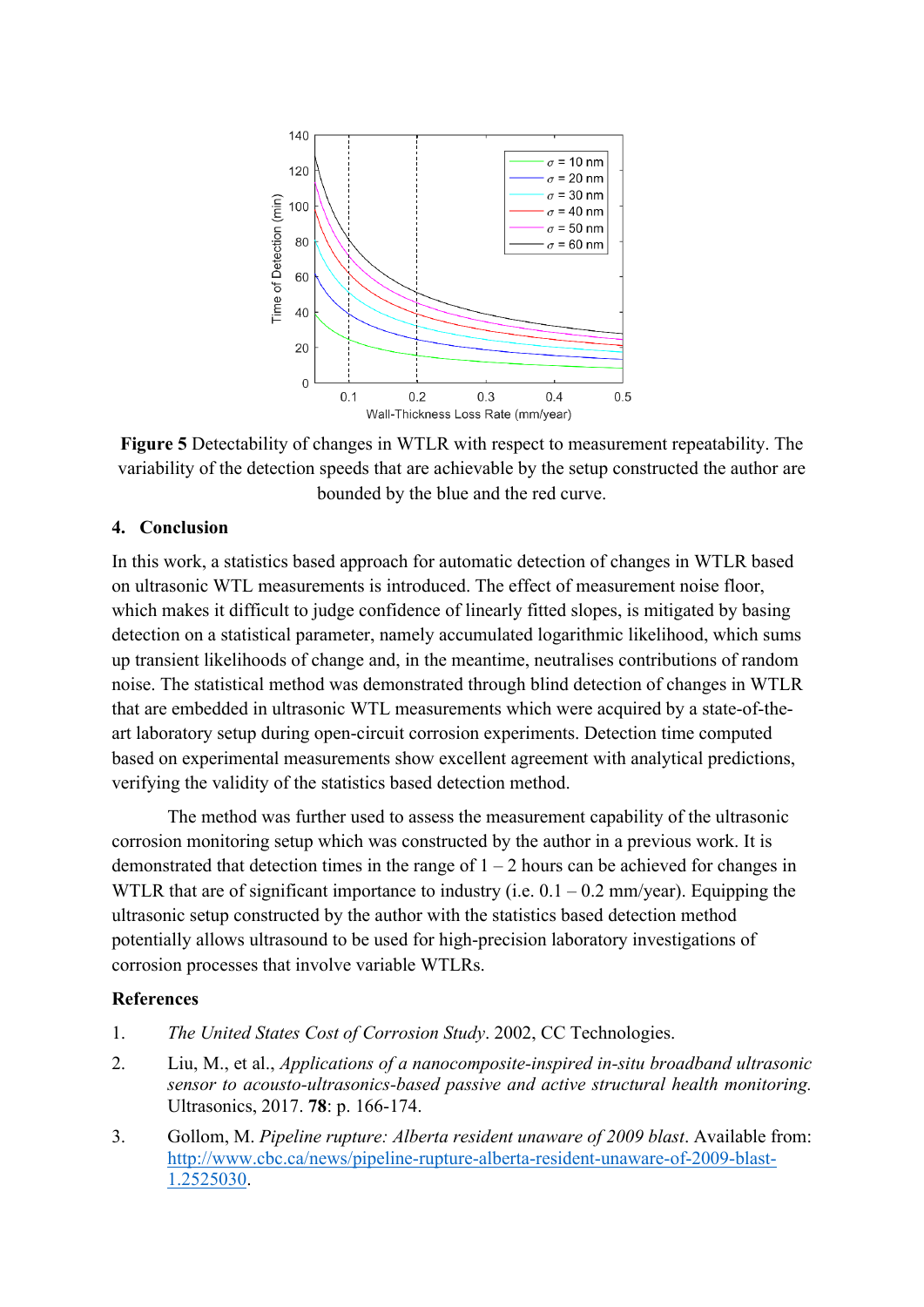**Figure 5** Detectability of changes in WTLR with respect to measurement repeatability. The variability of the detection speeds that are achievable by the setup constructed the author are bounded by the blue and the red curve.

## 4. Conclusion

In this work, a statistics based approach for automatic detection of changes in WTLR based on ultrasonic WTL measurements is introduced. The effect of measurement noise floor, which makes it difficult to judge confidence of linearly fitted slopes, is mitigated by basing detection on a statistical parameter, namely accumulated logarithmic likelihood, which sums up transient likelihoods of change and, in the meantime, neutralises contributions of random noise. The statistical method was demonstrated through blind detection of changes in WTLR that are embedded in ultrasonic WTL measurements which were acquired by a state-of-the-art laboratory setup during open-circuit corrosion experiments. Detection time computed based on experimental measurements show excellent agreement with analytical predictions, verifying the validity of the statistics based detection method.

The method was further used to assess the measurement capability of the ultrasonic corrosion monitoring setup which was constructed by the author in a previous work. It is demonstrated that detection times in the range of 1 – 2 hours can be achieved for changes in WTLR that are of significant importance to industry (i.e. 0.1 – 0.2 mm/year). Equipping the ultrasonic setup constructed by the author with the statistics based detection method potentially allows ultrasound to be used for high-precision laboratory investigations of corrosion processes that involve variable WTLRs.

## References

1. *The United States Cost of Corrosion Study*. 2002, CC Technologies.
2. Liu, M., et al., *Applications of a nanocomposite-inspired in-situ broadband ultrasonic sensor to acousto-ultrasonics-based passive and active structural health monitoring.* Ultrasonics, 2017. **78**: p. 166-174.
3. Gollom, M. *Pipeline rupture: Alberta resident unaware of 2009 blast*. Available from: http://www.cbc.ca/news/pipeline-rupture-alberta-resident-unaware-of-2009-blast-1.2525030.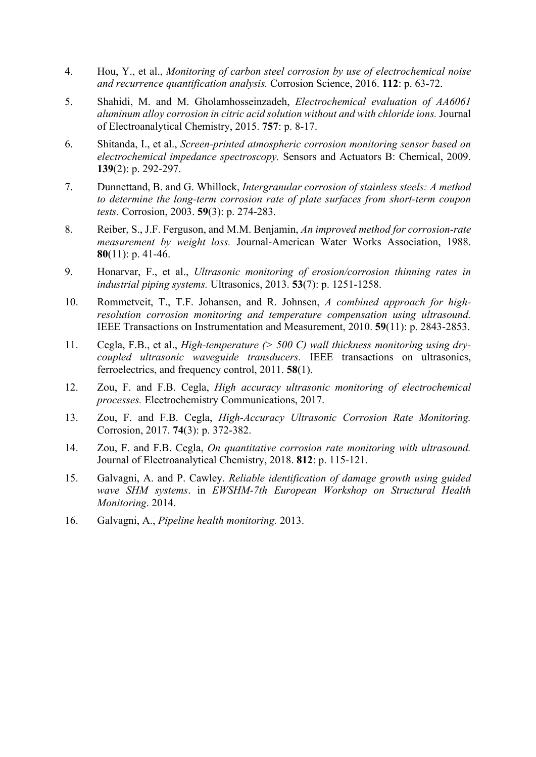4. Hou, Y., et al., *Monitoring of carbon steel corrosion by use of electrochemical noise and recurrence quantification analysis.* Corrosion Science, 2016. **112**: p. 63-72.

5. Shahidi, M. and M. Gholamhosseinzadeh, *Electrochemical evaluation of AA6061 aluminum alloy corrosion in citric acid solution without and with chloride ions.* Journal of Electroanalytical Chemistry, 2015. **757**: p. 8-17.

6. Shitanda, I., et al., *Screen-printed atmospheric corrosion monitoring sensor based on electrochemical impedance spectroscopy.* Sensors and Actuators B: Chemical, 2009. **139**(2): p. 292-297.

7. Dunnettand, B. and G. Whillock, *Intergranular corrosion of stainless steels: A method to determine the long-term corrosion rate of plate surfaces from short-term coupon tests.* Corrosion, 2003. **59**(3): p. 274-283.

8. Reiber, S., J.F. Ferguson, and M.M. Benjamin, *An improved method for corrosion-rate measurement by weight loss.* Journal-American Water Works Association, 1988. **80**(11): p. 41-46.

9. Honarvar, F., et al., *Ultrasonic monitoring of erosion/corrosion thinning rates in industrial piping systems.* Ultrasonics, 2013. **53**(7): p. 1251-1258.

10. Rommetveit, T., T.F. Johansen, and R. Johnsen, *A combined approach for high-resolution corrosion monitoring and temperature compensation using ultrasound.* IEEE Transactions on Instrumentation and Measurement, 2010. **59**(11): p. 2843-2853.

11. Cegla, F.B., et al., *High-temperature (> 500 C) wall thickness monitoring using dry-coupled ultrasonic waveguide transducers.* IEEE transactions on ultrasonics, ferroelectrics, and frequency control, 2011. **58**(1).

12. Zou, F. and F.B. Cegla, *High accuracy ultrasonic monitoring of electrochemical processes.* Electrochemistry Communications, 2017.

13. Zou, F. and F.B. Cegla, *High-Accuracy Ultrasonic Corrosion Rate Monitoring.* Corrosion, 2017. **74**(3): p. 372-382.

14. Zou, F. and F.B. Cegla, *On quantitative corrosion rate monitoring with ultrasound.* Journal of Electroanalytical Chemistry, 2018. **812**: p. 115-121.

15. Galvagni, A. and P. Cawley. *Reliable identification of damage growth using guided wave SHM systems*. in *EWSHM-7th European Workshop on Structural Health Monitoring*. 2014.

16. Galvagni, A., *Pipeline health monitoring.* 2013.